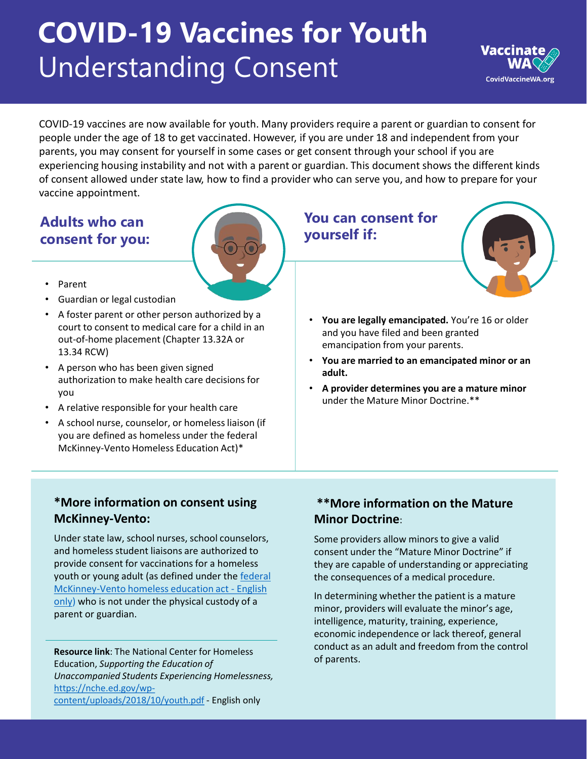# COVID-19 Vaccines for Youth

## Understanding Consent

Vaccinate WA
CovidVaccineWA.org

COVID-19 vaccines are now available for youth. Many providers require a parent or guardian to consent for people under the age of 18 to get vaccinated. However, if you are under 18 and independent from your parents, you may consent for yourself in some cases or get consent through your school if you are experiencing housing instability and not with a parent or guardian. This document shows the different kinds of consent allowed under state law, how to find a provider who can serve you, and how to prepare for your vaccine appointment.

### Adults who can consent for you:

- Parent
- Guardian or legal custodian
- A foster parent or other person authorized by a court to consent to medical care for a child in an out-of-home placement (Chapter 13.32A or 13.34 RCW)
- A person who has been given signed authorization to make health care decisions for you
- A relative responsible for your health care
- A school nurse, counselor, or homeless liaison (if you are defined as homeless under the federal McKinney-Vento Homeless Education Act)*

### You can consent for yourself if:

- **You are legally emancipated.** You're 16 or older and you have filed and been granted emancipation from your parents.
- **You are married to an emancipated minor or an adult.**
- **A provider determines you are a mature minor** under the Mature Minor Doctrine.**

### *More information on consent using McKinney-Vento:

Under state law, school nurses, school counselors, and homeless student liaisons are authorized to provide consent for vaccinations for a homeless youth or young adult (as defined under the federal McKinney-Vento homeless education act - English only) who is not under the physical custody of a parent or guardian.

**Resource link**: The National Center for Homeless Education, *Supporting the Education of Unaccompanied Students Experiencing Homelessness,* https://nche.ed.gov/wp-content/uploads/2018/10/youth.pdf - English only

### **More information on the Mature Minor Doctrine:

Some providers allow minors to give a valid consent under the "Mature Minor Doctrine" if they are capable of understanding or appreciating the consequences of a medical procedure.

In determining whether the patient is a mature minor, providers will evaluate the minor's age, intelligence, maturity, training, experience, economic independence or lack thereof, general conduct as an adult and freedom from the control of parents.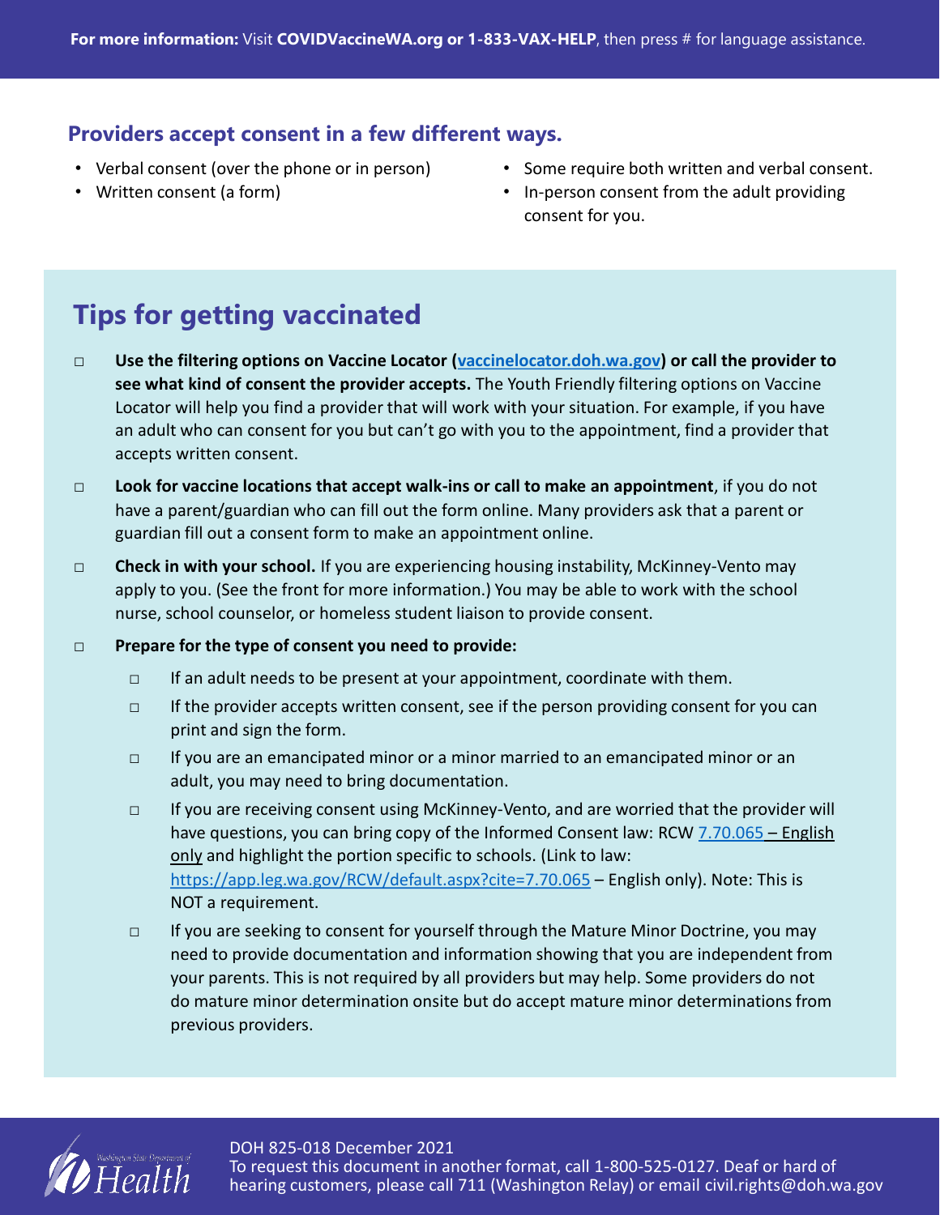**For more information:** Visit **COVIDVaccineWA.org or 1-833-VAX-HELP**, then press # for language assistance.

## Providers accept consent in a few different ways.

- Verbal consent (over the phone or in person)
- Written consent (a form)
- Some require both written and verbal consent.
- In-person consent from the adult providing consent for you.

## Tips for getting vaccinated

- □ **Use the filtering options on Vaccine Locator (vaccinelocator.doh.wa.gov) or call the provider to see what kind of consent the provider accepts.** The Youth Friendly filtering options on Vaccine Locator will help you find a provider that will work with your situation. For example, if you have an adult who can consent for you but can't go with you to the appointment, find a provider that accepts written consent.
- □ **Look for vaccine locations that accept walk-ins or call to make an appointment**, if you do not have a parent/guardian who can fill out the form online. Many providers ask that a parent or guardian fill out a consent form to make an appointment online.
- □ **Check in with your school.** If you are experiencing housing instability, McKinney-Vento may apply to you. (See the front for more information.) You may be able to work with the school nurse, school counselor, or homeless student liaison to provide consent.
- □ **Prepare for the type of consent you need to provide:**
  - □ If an adult needs to be present at your appointment, coordinate with them.
  - □ If the provider accepts written consent, see if the person providing consent for you can print and sign the form.
  - □ If you are an emancipated minor or a minor married to an emancipated minor or an adult, you may need to bring documentation.
  - □ If you are receiving consent using McKinney-Vento, and are worried that the provider will have questions, you can bring copy of the Informed Consent law: RCW 7.70.065 – English only and highlight the portion specific to schools. (Link to law: https://app.leg.wa.gov/RCW/default.aspx?cite=7.70.065 – English only). Note: This is NOT a requirement.
  - □ If you are seeking to consent for yourself through the Mature Minor Doctrine, you may need to provide documentation and information showing that you are independent from your parents. This is not required by all providers but may help. Some providers do not do mature minor determination onsite but do accept mature minor determinations from previous providers.

Washington State Department of Health

DOH 825-018 December 2021
To request this document in another format, call 1-800-525-0127. Deaf or hard of hearing customers, please call 711 (Washington Relay) or email civil.rights@doh.wa.gov